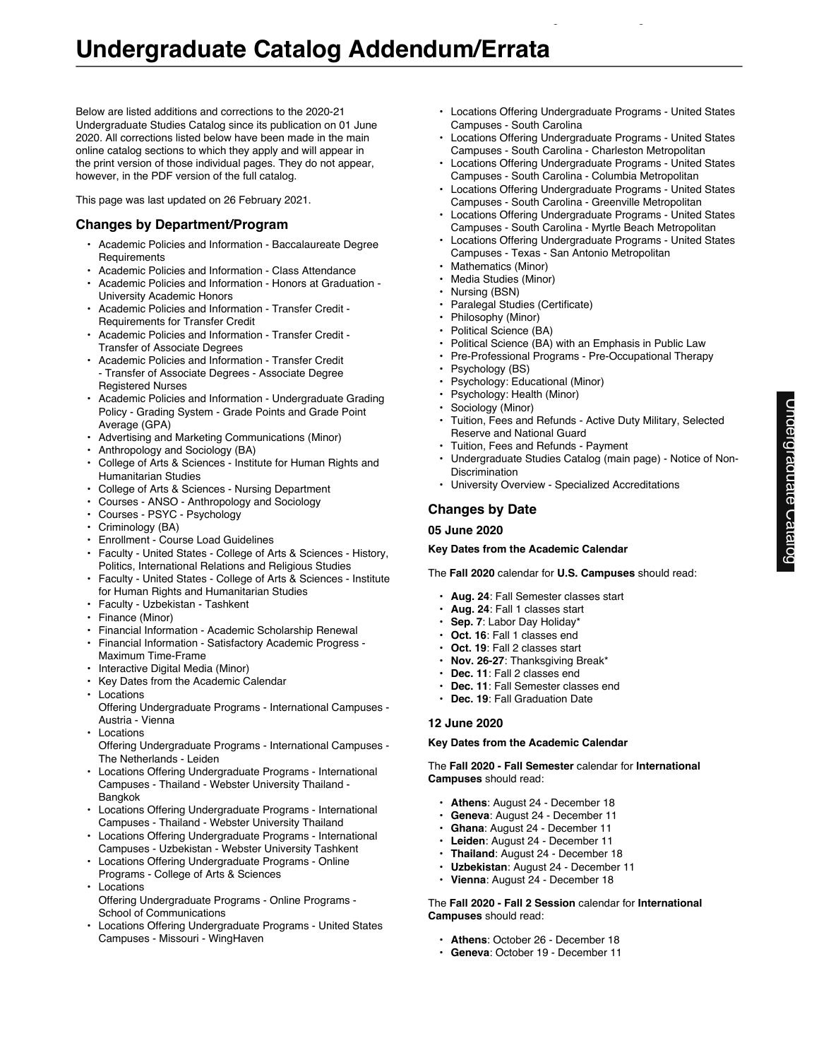# Undergraduate Catalog Addendum/Errata

Below are listed additions and corrections to the 2020-21 Undergraduate Studies Catalog since its publication on 01 June 2020. All corrections listed below have been made in the main online catalog sections to which they apply and will appear in the print version of those individual pages. They do not appear, however, in the PDF version of the full catalog.

This page was last updated on 26 February 2021.

### Changes by Department/Program

- Academic Policies and Information - Baccalaureate Degree Requirements
- Academic Policies and Information - Class Attendance
- Academic Policies and Information - Honors at Graduation - University Academic Honors
- Academic Policies and Information - Transfer Credit - Requirements for Transfer Credit
- Academic Policies and Information - Transfer Credit - Transfer of Associate Degrees
- Academic Policies and Information - Transfer Credit - Transfer of Associate Degrees - Associate Degree Registered Nurses
- Academic Policies and Information - Undergraduate Grading Policy - Grading System - Grade Points and Grade Point Average (GPA)
- Advertising and Marketing Communications (Minor)
- Anthropology and Sociology (BA)
- College of Arts & Sciences - Institute for Human Rights and Humanitarian Studies
- College of Arts & Sciences - Nursing Department
- Courses - ANSO - Anthropology and Sociology
- Courses - PSYC - Psychology
- Criminology (BA)
- Enrollment - Course Load Guidelines
- Faculty - United States - College of Arts & Sciences - History, Politics, International Relations and Religious Studies
- Faculty - United States - College of Arts & Sciences - Institute for Human Rights and Humanitarian Studies
- Faculty - Uzbekistan - Tashkent
- Finance (Minor)
- Financial Information - Academic Scholarship Renewal
- Financial Information - Satisfactory Academic Progress - Maximum Time-Frame
- Interactive Digital Media (Minor)
- Key Dates from the Academic Calendar
- Locations Offering Undergraduate Programs - International Campuses - Austria - Vienna
- Locations Offering Undergraduate Programs - International Campuses - The Netherlands - Leiden
- Locations Offering Undergraduate Programs - International Campuses - Thailand - Webster University Thailand - Bangkok
- Locations Offering Undergraduate Programs - International Campuses - Thailand - Webster University Thailand
- Locations Offering Undergraduate Programs - International Campuses - Uzbekistan - Webster University Tashkent
- Locations Offering Undergraduate Programs - Online Programs - College of Arts & Sciences
- Locations Offering Undergraduate Programs - Online Programs - School of Communications
- Locations Offering Undergraduate Programs - United States Campuses - Missouri - WingHaven
- Locations Offering Undergraduate Programs - United States Campuses - South Carolina
- Locations Offering Undergraduate Programs - United States Campuses - South Carolina - Charleston Metropolitan
- Locations Offering Undergraduate Programs - United States Campuses - South Carolina - Columbia Metropolitan
- Locations Offering Undergraduate Programs - United States Campuses - South Carolina - Greenville Metropolitan
- Locations Offering Undergraduate Programs - United States Campuses - South Carolina - Myrtle Beach Metropolitan
- Locations Offering Undergraduate Programs - United States Campuses - Texas - San Antonio Metropolitan
- Mathematics (Minor)
- Media Studies (Minor)
- Nursing (BSN)
- Paralegal Studies (Certificate)
- Philosophy (Minor)
- Political Science (BA)
- Political Science (BA) with an Emphasis in Public Law
- Pre-Professional Programs - Pre-Occupational Therapy
- Psychology (BS)
- Psychology: Educational (Minor)
- Psychology: Health (Minor)
- Sociology (Minor)
- Tuition, Fees and Refunds - Active Duty Military, Selected Reserve and National Guard
- Tuition, Fees and Refunds - Payment
- Undergraduate Studies Catalog (main page) - Notice of Non-Discrimination
- University Overview - Specialized Accreditations

### Changes by Date

#### 05 June 2020

**Key Dates from the Academic Calendar**

The **Fall 2020** calendar for **U.S. Campuses** should read:

- **Aug. 24**: Fall Semester classes start
- **Aug. 24**: Fall 1 classes start
- **Sep. 7**: Labor Day Holiday*
- **Oct. 16**: Fall 1 classes end
- **Oct. 19**: Fall 2 classes start
- **Nov. 26-27**: Thanksgiving Break*
- **Dec. 11**: Fall 2 classes end
- **Dec. 11**: Fall Semester classes end
- **Dec. 19**: Fall Graduation Date

#### 12 June 2020

**Key Dates from the Academic Calendar**

The **Fall 2020 - Fall Semester** calendar for **International Campuses** should read:

- **Athens**: August 24 - December 18
- **Geneva**: August 24 - December 11
- **Ghana**: August 24 - December 11
- **Leiden**: August 24 - December 11
- **Thailand**: August 24 - December 18
- **Uzbekistan**: August 24 - December 11
- **Vienna**: August 24 - December 18

The **Fall 2020 - Fall 2 Session** calendar for **International Campuses** should read:

- **Athens**: October 26 - December 18
- **Geneva**: October 19 - December 11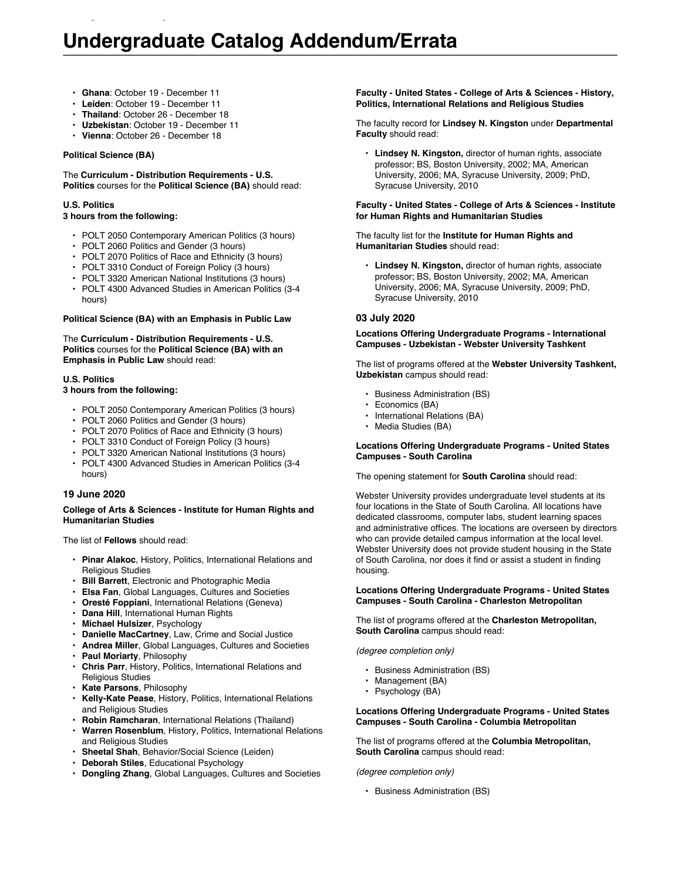- **Ghana**: October 19 - December 11
- **Leiden**: October 19 - December 11
- **Thailand**: October 26 - December 18
- **Uzbekistan**: October 19 - December 11
- **Vienna**: October 26 - December 18

**Political Science (BA)**

The **Curriculum - Distribution Requirements - U.S. Politics** courses for the **Political Science (BA)** should read:

**U.S. Politics**
**3 hours from the following:**

- POLT 2050 Contemporary American Politics (3 hours)
- POLT 2060 Politics and Gender (3 hours)
- POLT 2070 Politics of Race and Ethnicity (3 hours)
- POLT 3310 Conduct of Foreign Policy (3 hours)
- POLT 3320 American National Institutions (3 hours)
- POLT 4300 Advanced Studies in American Politics (3-4 hours)

**Political Science (BA) with an Emphasis in Public Law**

The **Curriculum - Distribution Requirements - U.S. Politics** courses for the **Political Science (BA) with an Emphasis in Public Law** should read:

**U.S. Politics**
**3 hours from the following:**

- POLT 2050 Contemporary American Politics (3 hours)
- POLT 2060 Politics and Gender (3 hours)
- POLT 2070 Politics of Race and Ethnicity (3 hours)
- POLT 3310 Conduct of Foreign Policy (3 hours)
- POLT 3320 American National Institutions (3 hours)
- POLT 4300 Advanced Studies in American Politics (3-4 hours)

## 19 June 2020

**College of Arts & Sciences - Institute for Human Rights and Humanitarian Studies**

The list of **Fellows** should read:

- **Pinar Alakoc**, History, Politics, International Relations and Religious Studies
- **Bill Barrett**, Electronic and Photographic Media
- **Elsa Fan**, Global Languages, Cultures and Societies
- **Oresté Foppiani**, International Relations (Geneva)
- **Dana Hill**, International Human Rights
- **Michael Hulsizer**, Psychology
- **Danielle MacCartney**, Law, Crime and Social Justice
- **Andrea Miller**, Global Languages, Cultures and Societies
- **Paul Moriarty**, Philosophy
- **Chris Parr**, History, Politics, International Relations and Religious Studies
- **Kate Parsons**, Philosophy
- **Kelly-Kate Pease**, History, Politics, International Relations and Religious Studies
- **Robin Ramcharan**, International Relations (Thailand)
- **Warren Rosenblum**, History, Politics, International Relations and Religious Studies
- **Sheetal Shah**, Behavior/Social Science (Leiden)
- **Deborah Stiles**, Educational Psychology
- **Dongling Zhang**, Global Languages, Cultures and Societies

**Faculty - United States - College of Arts & Sciences - History, Politics, International Relations and Religious Studies**

The faculty record for **Lindsey N. Kingston** under **Departmental Faculty** should read:

- **Lindsey N. Kingston,** director of human rights, associate professor; BS, Boston University, 2002; MA, American University, 2006; MA, Syracuse University, 2009; PhD, Syracuse University, 2010

**Faculty - United States - College of Arts & Sciences - Institute for Human Rights and Humanitarian Studies**

The faculty list for the **Institute for Human Rights and Humanitarian Studies** should read:

- **Lindsey N. Kingston,** director of human rights, associate professor; BS, Boston University, 2002; MA, American University, 2006; MA, Syracuse University, 2009; PhD, Syracuse University, 2010

## 03 July 2020

**Locations Offering Undergraduate Programs - International Campuses - Uzbekistan - Webster University Tashkent**

The list of programs offered at the **Webster University Tashkent, Uzbekistan** campus should read:

- Business Administration (BS)
- Economics (BA)
- International Relations (BA)
- Media Studies (BA)

**Locations Offering Undergraduate Programs - United States Campuses - South Carolina**

The opening statement for **South Carolina** should read:

Webster University provides undergraduate level students at its four locations in the State of South Carolina. All locations have dedicated classrooms, computer labs, student learning spaces and administrative offices. The locations are overseen by directors who can provide detailed campus information at the local level. Webster University does not provide student housing in the State of South Carolina, nor does it find or assist a student in finding housing.

**Locations Offering Undergraduate Programs - United States Campuses - South Carolina - Charleston Metropolitan**

The list of programs offered at the **Charleston Metropolitan, South Carolina** campus should read:

*(degree completion only)*

- Business Administration (BS)
- Management (BA)
- Psychology (BA)

**Locations Offering Undergraduate Programs - United States Campuses - South Carolina - Columbia Metropolitan**

The list of programs offered at the **Columbia Metropolitan, South Carolina** campus should read:

*(degree completion only)*

- Business Administration (BS)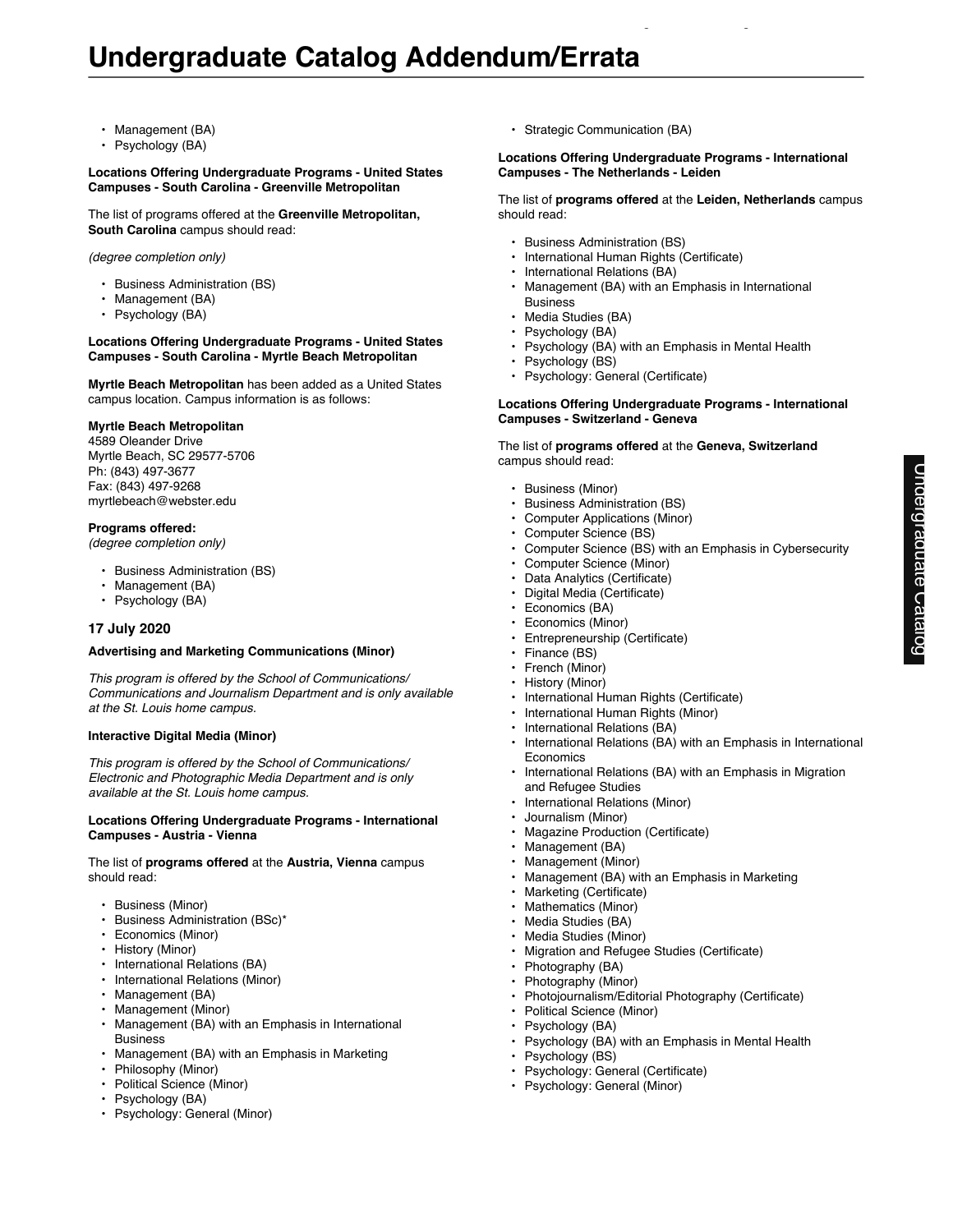# Undergraduate Catalog Addendum/Errata

- Management (BA)
- Psychology (BA)

**Locations Offering Undergraduate Programs - United States Campuses - South Carolina - Greenville Metropolitan**

The list of programs offered at the **Greenville Metropolitan, South Carolina** campus should read:

*(degree completion only)*

- Business Administration (BS)
- Management (BA)
- Psychology (BA)

**Locations Offering Undergraduate Programs - United States Campuses - South Carolina - Myrtle Beach Metropolitan**

**Myrtle Beach Metropolitan** has been added as a United States campus location. Campus information is as follows:

**Myrtle Beach Metropolitan**
4589 Oleander Drive
Myrtle Beach, SC 29577-5706
Ph: (843) 497-3677
Fax: (843) 497-9268
myrtlebeach@webster.edu

**Programs offered:**
*(degree completion only)*

- Business Administration (BS)
- Management (BA)
- Psychology (BA)

### 17 July 2020

**Advertising and Marketing Communications (Minor)**

*This program is offered by the School of Communications/ Communications and Journalism Department and is only available at the St. Louis home campus.*

**Interactive Digital Media (Minor)**

*This program is offered by the School of Communications/ Electronic and Photographic Media Department and is only available at the St. Louis home campus.*

**Locations Offering Undergraduate Programs - International Campuses - Austria - Vienna**

The list of **programs offered** at the **Austria, Vienna** campus should read:

- Business (Minor)
- Business Administration (BSc)*
- Economics (Minor)
- History (Minor)
- International Relations (BA)
- International Relations (Minor)
- Management (BA)
- Management (Minor)
- Management (BA) with an Emphasis in International Business
- Management (BA) with an Emphasis in Marketing
- Philosophy (Minor)
- Political Science (Minor)
- Psychology (BA)
- Psychology: General (Minor)
- Strategic Communication (BA)

**Locations Offering Undergraduate Programs - International Campuses - The Netherlands - Leiden**

The list of **programs offered** at the **Leiden, Netherlands** campus should read:

- Business Administration (BS)
- International Human Rights (Certificate)
- International Relations (BA)
- Management (BA) with an Emphasis in International Business
- Media Studies (BA)
- Psychology (BA)
- Psychology (BA) with an Emphasis in Mental Health
- Psychology (BS)
- Psychology: General (Certificate)

**Locations Offering Undergraduate Programs - International Campuses - Switzerland - Geneva**

The list of **programs offered** at the **Geneva, Switzerland** campus should read:

- Business (Minor)
- Business Administration (BS)
- Computer Applications (Minor)
- Computer Science (BS)
- Computer Science (BS) with an Emphasis in Cybersecurity
- Computer Science (Minor)
- Data Analytics (Certificate)
- Digital Media (Certificate)
- Economics (BA)
- Economics (Minor)
- Entrepreneurship (Certificate)
- Finance (BS)
- French (Minor)
- History (Minor)
- International Human Rights (Certificate)
- International Human Rights (Minor)
- International Relations (BA)
- International Relations (BA) with an Emphasis in International Economics
- International Relations (BA) with an Emphasis in Migration and Refugee Studies
- International Relations (Minor)
- Journalism (Minor)
- Magazine Production (Certificate)
- Management (BA)
- Management (Minor)
- Management (BA) with an Emphasis in Marketing
- Marketing (Certificate)
- Mathematics (Minor)
- Media Studies (BA)
- Media Studies (Minor)
- Migration and Refugee Studies (Certificate)
- Photography (BA)
- Photography (Minor)
- Photojournalism/Editorial Photography (Certificate)
- Political Science (Minor)
- Psychology (BA)
- Psychology (BA) with an Emphasis in Mental Health
- Psychology (BS)
- Psychology: General (Certificate)
- Psychology: General (Minor)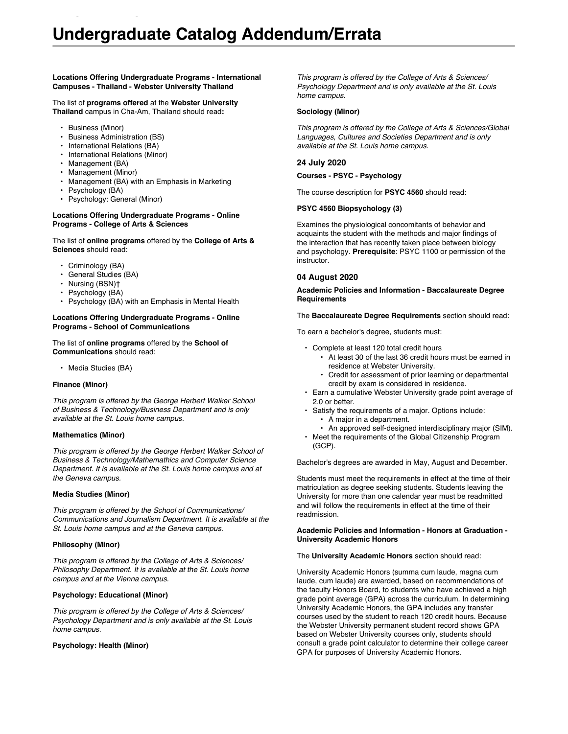# Undergraduate Catalog Addendum/Errata

**Locations Offering Undergraduate Programs - International Campuses - Thailand - Webster University Thailand**

The list of **programs offered** at the **Webster University Thailand** campus in Cha-Am, Thailand should read**:**

- Business (Minor)
- Business Administration (BS)
- International Relations (BA)
- International Relations (Minor)
- Management (BA)
- Management (Minor)
- Management (BA) with an Emphasis in Marketing
- Psychology (BA)
- Psychology: General (Minor)

**Locations Offering Undergraduate Programs - Online Programs - College of Arts & Sciences**

The list of **online programs** offered by the **College of Arts & Sciences** should read:

- Criminology (BA)
- General Studies (BA)
- Nursing (BSN)†
- Psychology (BA)
- Psychology (BA) with an Emphasis in Mental Health

**Locations Offering Undergraduate Programs - Online Programs - School of Communications**

The list of **online programs** offered by the **School of Communications** should read:

- Media Studies (BA)

**Finance (Minor)**

*This program is offered by the George Herbert Walker School of Business & Technology/Business Department and is only available at the St. Louis home campus.*

**Mathematics (Minor)**

*This program is offered by the George Herbert Walker School of Business & Technology/Mathemathics and Computer Science Department. It is available at the St. Louis home campus and at the Geneva campus.*

**Media Studies (Minor)**

*This program is offered by the School of Communications/ Communications and Journalism Department. It is available at the St. Louis home campus and at the Geneva campus.*

**Philosophy (Minor)**

*This program is offered by the College of Arts & Sciences/ Philosophy Department. It is available at the St. Louis home campus and at the Vienna campus.*

**Psychology: Educational (Minor)**

*This program is offered by the College of Arts & Sciences/ Psychology Department and is only available at the St. Louis home campus.*

**Psychology: Health (Minor)**

*This program is offered by the College of Arts & Sciences/ Psychology Department and is only available at the St. Louis home campus.*

**Sociology (Minor)**

*This program is offered by the College of Arts & Sciences/Global Languages, Cultures and Societies Department and is only available at the St. Louis home campus.*

## 24 July 2020

**Courses - PSYC - Psychology**

The course description for **PSYC 4560** should read:

**PSYC 4560 Biopsychology (3)**

Examines the physiological concomitants of behavior and acquaints the student with the methods and major findings of the interaction that has recently taken place between biology and psychology. **Prerequisite**: PSYC 1100 or permission of the instructor.

## 04 August 2020

**Academic Policies and Information - Baccalaureate Degree Requirements**

The **Baccalaureate Degree Requirements** section should read:

To earn a bachelor's degree, students must:

- Complete at least 120 total credit hours
  - At least 30 of the last 36 credit hours must be earned in residence at Webster University.
  - Credit for assessment of prior learning or departmental credit by exam is considered in residence.
- Earn a cumulative Webster University grade point average of 2.0 or better.
- Satisfy the requirements of a major. Options include:
  - A major in a department.
  - An approved self-designed interdisciplinary major (SIM).
- Meet the requirements of the Global Citizenship Program (GCP).

Bachelor's degrees are awarded in May, August and December.

Students must meet the requirements in effect at the time of their matriculation as degree seeking students. Students leaving the University for more than one calendar year must be readmitted and will follow the requirements in effect at the time of their readmission.

**Academic Policies and Information - Honors at Graduation - University Academic Honors**

The **University Academic Honors** section should read:

University Academic Honors (summa cum laude, magna cum laude, cum laude) are awarded, based on recommendations of the faculty Honors Board, to students who have achieved a high grade point average (GPA) across the curriculum. In determining University Academic Honors, the GPA includes any transfer courses used by the student to reach 120 credit hours. Because the Webster University permanent student record shows GPA based on Webster University courses only, students should consult a grade point calculator to determine their college career GPA for purposes of University Academic Honors.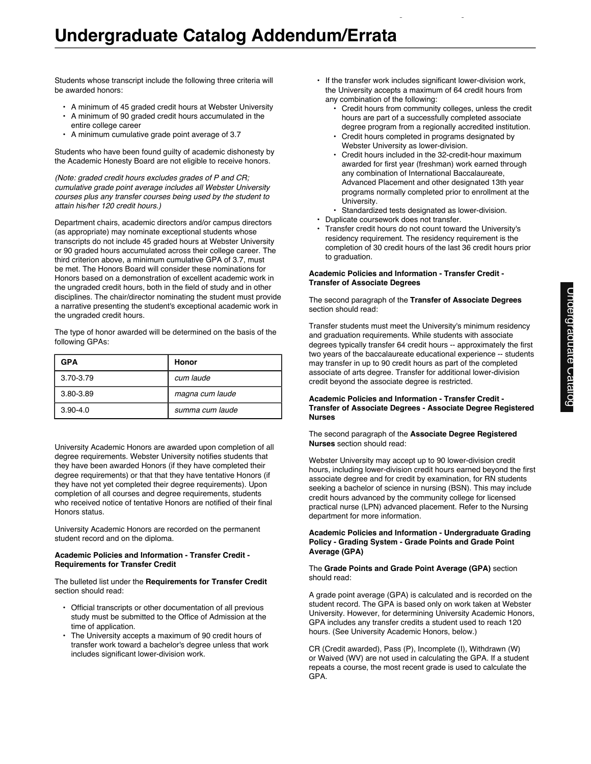# Undergraduate Catalog Addendum/Errata

Students whose transcript include the following three criteria will be awarded honors:

- A minimum of 45 graded credit hours at Webster University
- A minimum of 90 graded credit hours accumulated in the entire college career
- A minimum cumulative grade point average of 3.7

Students who have been found guilty of academic dishonesty by the Academic Honesty Board are not eligible to receive honors.

*(Note: graded credit hours excludes grades of P and CR; cumulative grade point average includes all Webster University courses plus any transfer courses being used by the student to attain his/her 120 credit hours.)*

Department chairs, academic directors and/or campus directors (as appropriate) may nominate exceptional students whose transcripts do not include 45 graded hours at Webster University or 90 graded hours accumulated across their college career. The third criterion above, a minimum cumulative GPA of 3.7, must be met. The Honors Board will consider these nominations for Honors based on a demonstration of excellent academic work in the ungraded credit hours, both in the field of study and in other disciplines. The chair/director nominating the student must provide a narrative presenting the student's exceptional academic work in the ungraded credit hours.

The type of honor awarded will be determined on the basis of the following GPAs:

| GPA | Honor |
|---|---|
| 3.70-3.79 | *cum laude* |
| 3.80-3.89 | *magna cum laude* |
| 3.90-4.0 | *summa cum laude* |

University Academic Honors are awarded upon completion of all degree requirements. Webster University notifies students that they have been awarded Honors (if they have completed their degree requirements) or that that they have tentative Honors (if they have not yet completed their degree requirements). Upon completion of all courses and degree requirements, students who received notice of tentative Honors are notified of their final Honors status.

University Academic Honors are recorded on the permanent student record and on the diploma.

**Academic Policies and Information - Transfer Credit - Requirements for Transfer Credit**

The bulleted list under the **Requirements for Transfer Credit** section should read:

- Official transcripts or other documentation of all previous study must be submitted to the Office of Admission at the time of application.
- The University accepts a maximum of 90 credit hours of transfer work toward a bachelor's degree unless that work includes significant lower-division work.
- If the transfer work includes significant lower-division work, the University accepts a maximum of 64 credit hours from any combination of the following:
  - Credit hours from community colleges, unless the credit hours are part of a successfully completed associate degree program from a regionally accredited institution.
  - Credit hours completed in programs designated by Webster University as lower-division.
  - Credit hours included in the 32-credit-hour maximum awarded for first year (freshman) work earned through any combination of International Baccalaureate, Advanced Placement and other designated 13th year programs normally completed prior to enrollment at the University.
  - Standardized tests designated as lower-division.
- Duplicate coursework does not transfer.
- Transfer credit hours do not count toward the University's residency requirement. The residency requirement is the completion of 30 credit hours of the last 36 credit hours prior to graduation.

**Academic Policies and Information - Transfer Credit - Transfer of Associate Degrees**

The second paragraph of the **Transfer of Associate Degrees** section should read:

Transfer students must meet the University's minimum residency and graduation requirements. While students with associate degrees typically transfer 64 credit hours -- approximately the first two years of the baccalaureate educational experience -- students may transfer in up to 90 credit hours as part of the completed associate of arts degree. Transfer for additional lower-division credit beyond the associate degree is restricted.

**Academic Policies and Information - Transfer Credit - Transfer of Associate Degrees - Associate Degree Registered Nurses**

The second paragraph of the **Associate Degree Registered Nurses** section should read:

Webster University may accept up to 90 lower-division credit hours, including lower-division credit hours earned beyond the first associate degree and for credit by examination, for RN students seeking a bachelor of science in nursing (BSN). This may include credit hours advanced by the community college for licensed practical nurse (LPN) advanced placement. Refer to the Nursing department for more information.

**Academic Policies and Information - Undergraduate Grading Policy - Grading System - Grade Points and Grade Point Average (GPA)**

The **Grade Points and Grade Point Average (GPA)** section should read:

A grade point average (GPA) is calculated and is recorded on the student record. The GPA is based only on work taken at Webster University. However, for determining University Academic Honors, GPA includes any transfer credits a student used to reach 120 hours. (See University Academic Honors, below.)

CR (Credit awarded), Pass (P), Incomplete (I), Withdrawn (W) or Waived (WV) are not used in calculating the GPA. If a student repeats a course, the most recent grade is used to calculate the GPA.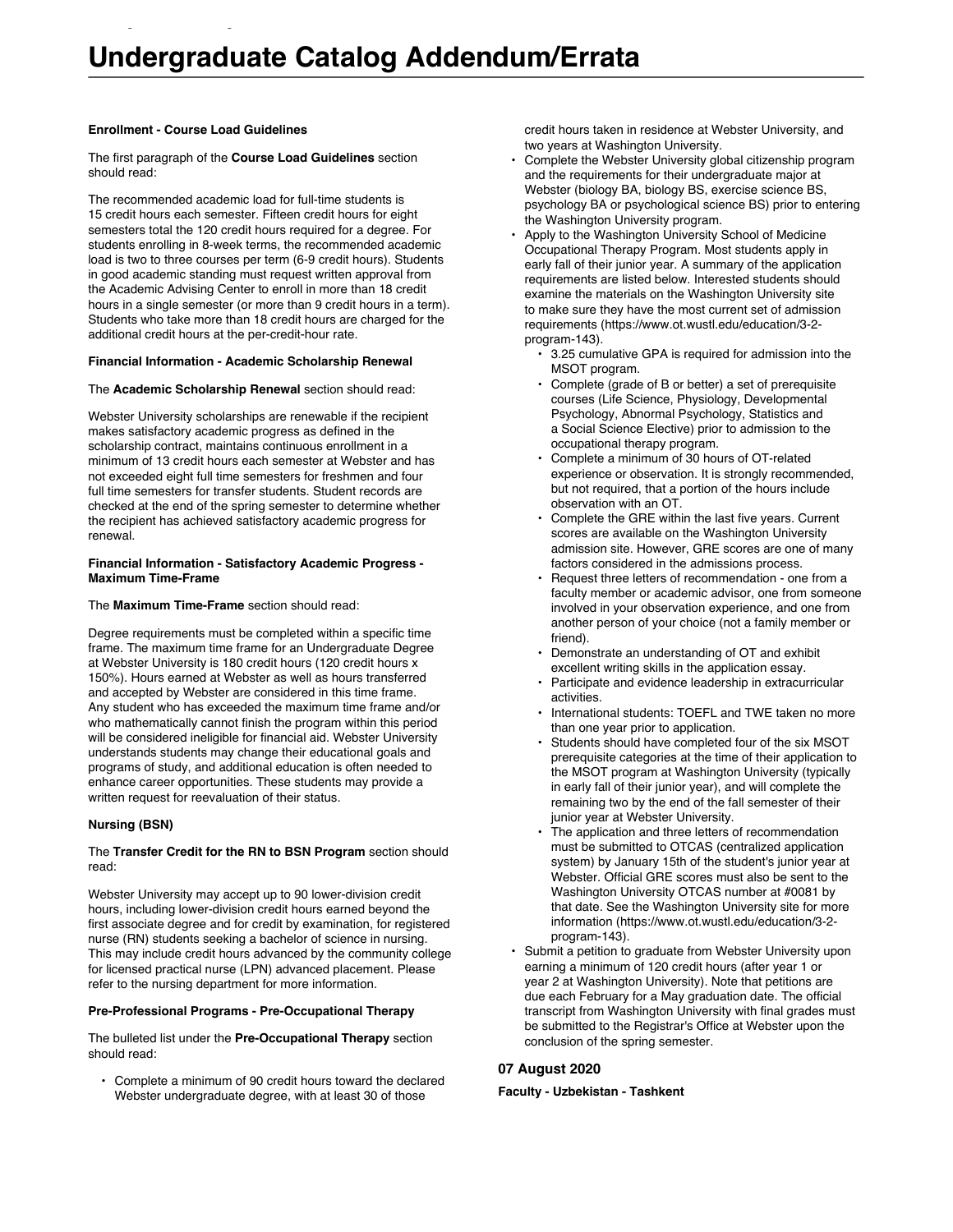# Undergraduate Catalog Addendum/Errata

**Enrollment - Course Load Guidelines**

The first paragraph of the **Course Load Guidelines** section should read:

The recommended academic load for full-time students is 15 credit hours each semester. Fifteen credit hours for eight semesters total the 120 credit hours required for a degree. For students enrolling in 8-week terms, the recommended academic load is two to three courses per term (6-9 credit hours). Students in good academic standing must request written approval from the Academic Advising Center to enroll in more than 18 credit hours in a single semester (or more than 9 credit hours in a term). Students who take more than 18 credit hours are charged for the additional credit hours at the per-credit-hour rate.

**Financial Information - Academic Scholarship Renewal**

The **Academic Scholarship Renewal** section should read:

Webster University scholarships are renewable if the recipient makes satisfactory academic progress as defined in the scholarship contract, maintains continuous enrollment in a minimum of 13 credit hours each semester at Webster and has not exceeded eight full time semesters for freshmen and four full time semesters for transfer students. Student records are checked at the end of the spring semester to determine whether the recipient has achieved satisfactory academic progress for renewal.

**Financial Information - Satisfactory Academic Progress - Maximum Time-Frame**

The **Maximum Time-Frame** section should read:

Degree requirements must be completed within a specific time frame. The maximum time frame for an Undergraduate Degree at Webster University is 180 credit hours (120 credit hours x 150%). Hours earned at Webster as well as hours transferred and accepted by Webster are considered in this time frame. Any student who has exceeded the maximum time frame and/or who mathematically cannot finish the program within this period will be considered ineligible for financial aid. Webster University understands students may change their educational goals and programs of study, and additional education is often needed to enhance career opportunities. These students may provide a written request for reevaluation of their status.

**Nursing (BSN)**

The **Transfer Credit for the RN to BSN Program** section should read:

Webster University may accept up to 90 lower-division credit hours, including lower-division credit hours earned beyond the first associate degree and for credit by examination, for registered nurse (RN) students seeking a bachelor of science in nursing. This may include credit hours advanced by the community college for licensed practical nurse (LPN) advanced placement. Please refer to the nursing department for more information.

**Pre-Professional Programs - Pre-Occupational Therapy**

The bulleted list under the **Pre-Occupational Therapy** section should read:

- Complete a minimum of 90 credit hours toward the declared Webster undergraduate degree, with at least 30 of those credit hours taken in residence at Webster University, and two years at Washington University.
- Complete the Webster University global citizenship program and the requirements for their undergraduate major at Webster (biology BA, biology BS, exercise science BS, psychology BA or psychological science BS) prior to entering the Washington University program.
- Apply to the Washington University School of Medicine Occupational Therapy Program. Most students apply in early fall of their junior year. A summary of the application requirements are listed below. Interested students should examine the materials on the Washington University site to make sure they have the most current set of admission requirements (https://www.ot.wustl.edu/education/3-2-program-143).
    - 3.25 cumulative GPA is required for admission into the MSOT program.
    - Complete (grade of B or better) a set of prerequisite courses (Life Science, Physiology, Developmental Psychology, Abnormal Psychology, Statistics and a Social Science Elective) prior to admission to the occupational therapy program.
    - Complete a minimum of 30 hours of OT-related experience or observation. It is strongly recommended, but not required, that a portion of the hours include observation with an OT.
    - Complete the GRE within the last five years. Current scores are available on the Washington University admission site. However, GRE scores are one of many factors considered in the admissions process.
    - Request three letters of recommendation - one from a faculty member or academic advisor, one from someone involved in your observation experience, and one from another person of your choice (not a family member or friend).
    - Demonstrate an understanding of OT and exhibit excellent writing skills in the application essay.
    - Participate and evidence leadership in extracurricular activities.
    - International students: TOEFL and TWE taken no more than one year prior to application.
    - Students should have completed four of the six MSOT prerequisite categories at the time of their application to the MSOT program at Washington University (typically in early fall of their junior year), and will complete the remaining two by the end of the fall semester of their junior year at Webster University.
    - The application and three letters of recommendation must be submitted to OTCAS (centralized application system) by January 15th of the student's junior year at Webster. Official GRE scores must also be sent to the Washington University OTCAS number at #0081 by that date. See the Washington University site for more information (https://www.ot.wustl.edu/education/3-2-program-143).
- Submit a petition to graduate from Webster University upon earning a minimum of 120 credit hours (after year 1 or year 2 at Washington University). Note that petitions are due each February for a May graduation date. The official transcript from Washington University with final grades must be submitted to the Registrar's Office at Webster upon the conclusion of the spring semester.

## 07 August 2020

**Faculty - Uzbekistan - Tashkent**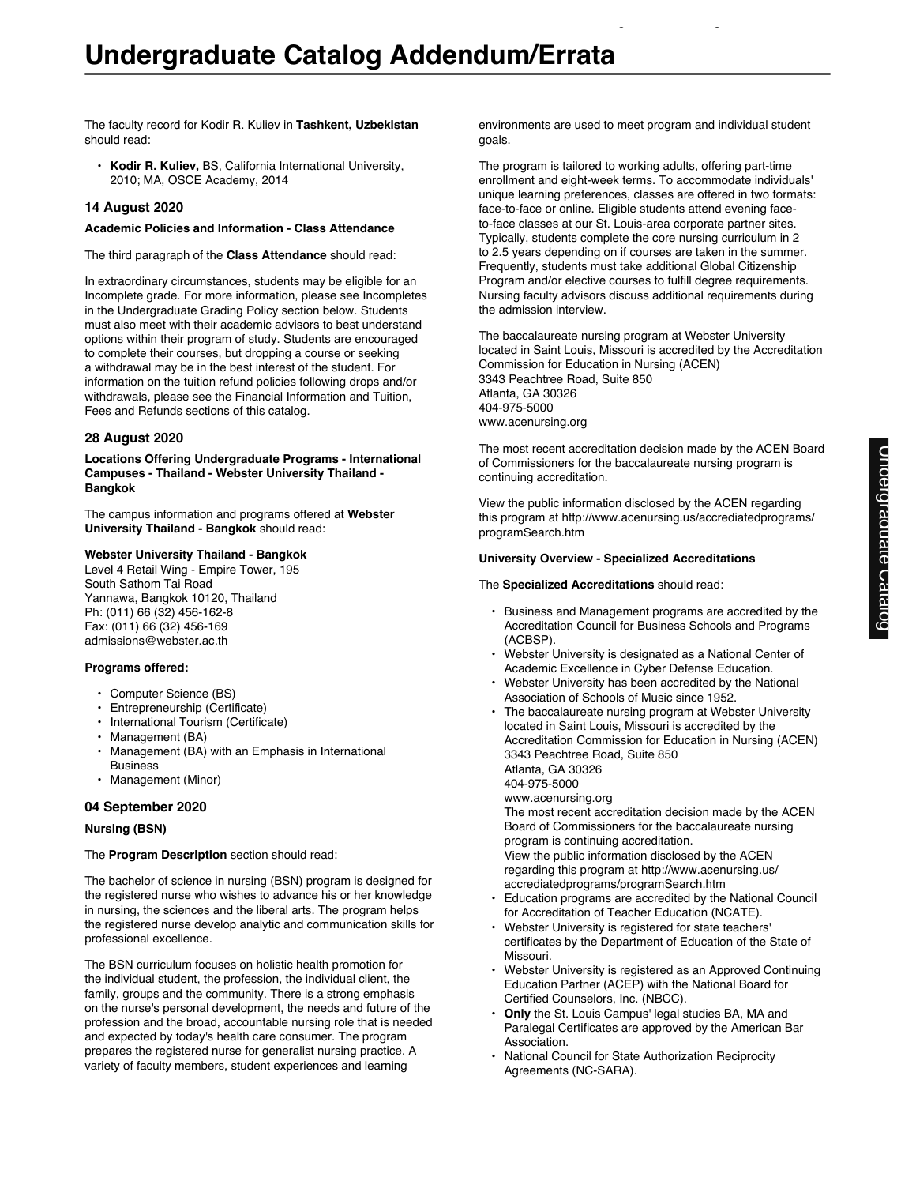# Undergraduate Catalog Addendum/Errata

The faculty record for Kodir R. Kuliev in **Tashkent, Uzbekistan** should read:

- **Kodir R. Kuliev,** BS, California International University, 2010; MA, OSCE Academy, 2014

### 14 August 2020

**Academic Policies and Information - Class Attendance**

The third paragraph of the **Class Attendance** should read:

In extraordinary circumstances, students may be eligible for an Incomplete grade. For more information, please see Incompletes in the Undergraduate Grading Policy section below. Students must also meet with their academic advisors to best understand options within their program of study. Students are encouraged to complete their courses, but dropping a course or seeking a withdrawal may be in the best interest of the student. For information on the tuition refund policies following drops and/or withdrawals, please see the Financial Information and Tuition, Fees and Refunds sections of this catalog.

### 28 August 2020

**Locations Offering Undergraduate Programs - International Campuses - Thailand - Webster University Thailand - Bangkok**

The campus information and programs offered at **Webster University Thailand - Bangkok** should read:

**Webster University Thailand - Bangkok**
Level 4 Retail Wing - Empire Tower, 195
South Sathom Tai Road
Yannawa, Bangkok 10120, Thailand
Ph: (011) 66 (32) 456-162-8
Fax: (011) 66 (32) 456-169
admissions@webster.ac.th

**Programs offered:**

- Computer Science (BS)
- Entrepreneurship (Certificate)
- International Tourism (Certificate)
- Management (BA)
- Management (BA) with an Emphasis in International Business
- Management (Minor)

### 04 September 2020

**Nursing (BSN)**

The **Program Description** section should read:

The bachelor of science in nursing (BSN) program is designed for the registered nurse who wishes to advance his or her knowledge in nursing, the sciences and the liberal arts. The program helps the registered nurse develop analytic and communication skills for professional excellence.

The BSN curriculum focuses on holistic health promotion for the individual student, the profession, the individual client, the family, groups and the community. There is a strong emphasis on the nurse's personal development, the needs and future of the profession and the broad, accountable nursing role that is needed and expected by today's health care consumer. The program prepares the registered nurse for generalist nursing practice. A variety of faculty members, student experiences and learning environments are used to meet program and individual student goals.

The program is tailored to working adults, offering part-time enrollment and eight-week terms. To accommodate individuals' unique learning preferences, classes are offered in two formats: face-to-face or online. Eligible students attend evening face-to-face classes at our St. Louis-area corporate partner sites. Typically, students complete the core nursing curriculum in 2 to 2.5 years depending on if courses are taken in the summer. Frequently, students must take additional Global Citizenship Program and/or elective courses to fulfill degree requirements. Nursing faculty advisors discuss additional requirements during the admission interview.

The baccalaureate nursing program at Webster University located in Saint Louis, Missouri is accredited by the Accreditation Commission for Education in Nursing (ACEN)
3343 Peachtree Road, Suite 850
Atlanta, GA 30326
404-975-5000
www.acenursing.org

The most recent accreditation decision made by the ACEN Board of Commissioners for the baccalaureate nursing program is continuing accreditation.

View the public information disclosed by the ACEN regarding this program at http://www.acenursing.us/accreditedprograms/programSearch.htm

**University Overview - Specialized Accreditations**

The **Specialized Accreditations** should read:

- Business and Management programs are accredited by the Accreditation Council for Business Schools and Programs (ACBSP).
- Webster University is designated as a National Center of Academic Excellence in Cyber Defense Education.
- Webster University has been accredited by the National Association of Schools of Music since 1952.
- The baccalaureate nursing program at Webster University located in Saint Louis, Missouri is accredited by the Accreditation Commission for Education in Nursing (ACEN)
  3343 Peachtree Road, Suite 850
  Atlanta, GA 30326
  404-975-5000
  www.acenursing.org
  The most recent accreditation decision made by the ACEN Board of Commissioners for the baccalaureate nursing program is continuing accreditation.
  View the public information disclosed by the ACEN regarding this program at http://www.acenursing.us/accreditedprograms/programSearch.htm
- Education programs are accredited by the National Council for Accreditation of Teacher Education (NCATE).
- Webster University is registered for state teachers' certificates by the Department of Education of the State of Missouri.
- Webster University is registered as an Approved Continuing Education Partner (ACEP) with the National Board for Certified Counselors, Inc. (NBCC).
- **Only** the St. Louis Campus' legal studies BA, MA and Paralegal Certificates are approved by the American Bar Association.
- National Council for State Authorization Reciprocity Agreements (NC-SARA).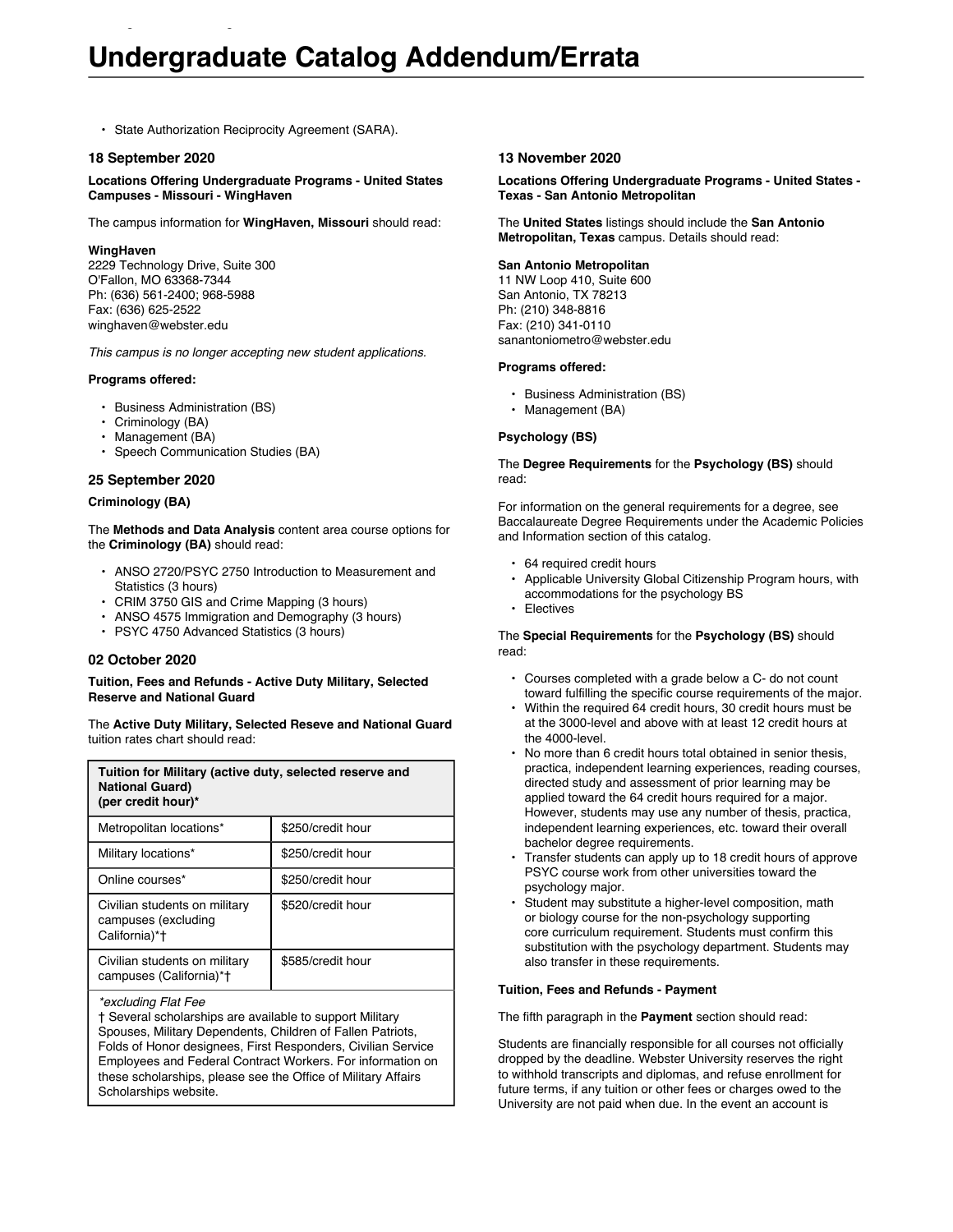- State Authorization Reciprocity Agreement (SARA).

## 18 September 2020

**Locations Offering Undergraduate Programs - United States Campuses - Missouri - WingHaven**

The campus information for **WingHaven, Missouri** should read:

**WingHaven**
2229 Technology Drive, Suite 300
O'Fallon, MO 63368-7344
Ph: (636) 561-2400; 968-5988
Fax: (636) 625-2522
winghaven@webster.edu

*This campus is no longer accepting new student applications.*

**Programs offered:**

- Business Administration (BS)
- Criminology (BA)
- Management (BA)
- Speech Communication Studies (BA)

## 25 September 2020

**Criminology (BA)**

The **Methods and Data Analysis** content area course options for the **Criminology (BA)** should read:

- ANSO 2720/PSYC 2750 Introduction to Measurement and Statistics (3 hours)
- CRIM 3750 GIS and Crime Mapping (3 hours)
- ANSO 4575 Immigration and Demography (3 hours)
- PSYC 4750 Advanced Statistics (3 hours)

## 02 October 2020

**Tuition, Fees and Refunds - Active Duty Military, Selected Reserve and National Guard**

The **Active Duty Military, Selected Reseve and National Guard** tuition rates chart should read:

| Tuition for Military (active duty, selected reserve and National Guard) (per credit hour)* | |
|---|---|
| Metropolitan locations* | $250/credit hour |
| Military locations* | $250/credit hour |
| Online courses* | $250/credit hour |
| Civilian students on military campuses (excluding California)*† | $520/credit hour |
| Civilian students on military campuses (California)*† | $585/credit hour |

*excluding Flat Fee*
† Several scholarships are available to support Military Spouses, Military Dependents, Children of Fallen Patriots, Folds of Honor designees, First Responders, Civilian Service Employees and Federal Contract Workers. For information on these scholarships, please see the Office of Military Affairs Scholarships website.

## 13 November 2020

**Locations Offering Undergraduate Programs - United States - Texas - San Antonio Metropolitan**

The **United States** listings should include the **San Antonio Metropolitan, Texas** campus. Details should read:

**San Antonio Metropolitan**
11 NW Loop 410, Suite 600
San Antonio, TX 78213
Ph: (210) 348-8816
Fax: (210) 341-0110
sanantoniometro@webster.edu

**Programs offered:**

- Business Administration (BS)
- Management (BA)

**Psychology (BS)**

The **Degree Requirements** for the **Psychology (BS)** should read:

For information on the general requirements for a degree, see Baccalaureate Degree Requirements under the Academic Policies and Information section of this catalog.

- 64 required credit hours
- Applicable University Global Citizenship Program hours, with accommodations for the psychology BS
- Electives

The **Special Requirements** for the **Psychology (BS)** should read:

- Courses completed with a grade below a C- do not count toward fulfilling the specific course requirements of the major.
- Within the required 64 credit hours, 30 credit hours must be at the 3000-level and above with at least 12 credit hours at the 4000-level.
- No more than 6 credit hours total obtained in senior thesis, practica, independent learning experiences, reading courses, directed study and assessment of prior learning may be applied toward the 64 credit hours required for a major. However, students may use any number of thesis, practica, independent learning experiences, etc. toward their overall bachelor degree requirements.
- Transfer students can apply up to 18 credit hours of approve PSYC course work from other universities toward the psychology major.
- Student may substitute a higher-level composition, math or biology course for the non-psychology supporting core curriculum requirement. Students must confirm this substitution with the psychology department. Students may also transfer in these requirements.

**Tuition, Fees and Refunds - Payment**

The fifth paragraph in the **Payment** section should read:

Students are financially responsible for all courses not officially dropped by the deadline. Webster University reserves the right to withhold transcripts and diplomas, and refuse enrollment for future terms, if any tuition or other fees or charges owed to the University are not paid when due. In the event an account is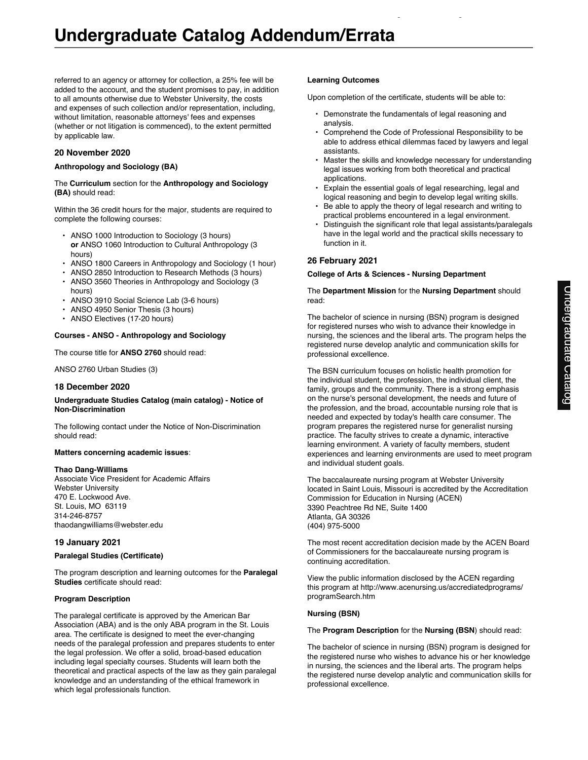referred to an agency or attorney for collection, a 25% fee will be added to the account, and the student promises to pay, in addition to all amounts otherwise due to Webster University, the costs and expenses of such collection and/or representation, including, without limitation, reasonable attorneys' fees and expenses (whether or not litigation is commenced), to the extent permitted by applicable law.

## 20 November 2020

### Anthropology and Sociology (BA)

The **Curriculum** section for the **Anthropology and Sociology (BA)** should read:

Within the 36 credit hours for the major, students are required to complete the following courses:

- ANSO 1000 Introduction to Sociology (3 hours) **or** ANSO 1060 Introduction to Cultural Anthropology (3 hours)
- ANSO 1800 Careers in Anthropology and Sociology (1 hour)
- ANSO 2850 Introduction to Research Methods (3 hours)
- ANSO 3560 Theories in Anthropology and Sociology (3 hours)
- ANSO 3910 Social Science Lab (3-6 hours)
- ANSO 4950 Senior Thesis (3 hours)
- ANSO Electives (17-20 hours)

### Courses - ANSO - Anthropology and Sociology

The course title for **ANSO 2760** should read:

ANSO 2760 Urban Studies (3)

## 18 December 2020

### Undergraduate Studies Catalog (main catalog) - Notice of Non-Discrimination

The following contact under the Notice of Non-Discrimination should read:

**Matters concerning academic issues**:

**Thao Dang-Williams**
Associate Vice President for Academic Affairs
Webster University
470 E. Lockwood Ave.
St. Louis, MO 63119
314-246-8757
thaodangwilliams@webster.edu

## 19 January 2021

### Paralegal Studies (Certificate)

The program description and learning outcomes for the **Paralegal Studies** certificate should read:

**Program Description**

The paralegal certificate is approved by the American Bar Association (ABA) and is the only ABA program in the St. Louis area. The certificate is designed to meet the ever-changing needs of the paralegal profession and prepares students to enter the legal profession. We offer a solid, broad-based education including legal specialty courses. Students will learn both the theoretical and practical aspects of the law as they gain paralegal knowledge and an understanding of the ethical framework in which legal professionals function.

**Learning Outcomes**

Upon completion of the certificate, students will be able to:

- Demonstrate the fundamentals of legal reasoning and analysis.
- Comprehend the Code of Professional Responsibility to be able to address ethical dilemmas faced by lawyers and legal assistants.
- Master the skills and knowledge necessary for understanding legal issues working from both theoretical and practical applications.
- Explain the essential goals of legal researching, legal and logical reasoning and begin to develop legal writing skills.
- Be able to apply the theory of legal research and writing to practical problems encountered in a legal environment.
- Distinguish the significant role that legal assistants/paralegals have in the legal world and the practical skills necessary to function in it.

## 26 February 2021

### College of Arts & Sciences - Nursing Department

The **Department Mission** for the **Nursing Department** should read:

The bachelor of science in nursing (BSN) program is designed for registered nurses who wish to advance their knowledge in nursing, the sciences and the liberal arts. The program helps the registered nurse develop analytic and communication skills for professional excellence.

The BSN curriculum focuses on holistic health promotion for the individual student, the profession, the individual client, the family, groups and the community. There is a strong emphasis on the nurse's personal development, the needs and future of the profession, and the broad, accountable nursing role that is needed and expected by today's health care consumer. The program prepares the registered nurse for generalist nursing practice. The faculty strives to create a dynamic, interactive learning environment. A variety of faculty members, student experiences and learning environments are used to meet program and individual student goals.

The baccalaureate nursing program at Webster University located in Saint Louis, Missouri is accredited by the Accreditation Commission for Education in Nursing (ACEN)
3390 Peachtree Rd NE, Suite 1400
Atlanta, GA 30326
(404) 975-5000

The most recent accreditation decision made by the ACEN Board of Commissioners for the baccalaureate nursing program is continuing accreditation.

View the public information disclosed by the ACEN regarding this program at http://www.acenursing.us/accrediatedprograms/programSearch.htm

### Nursing (BSN)

The **Program Description** for the **Nursing (BSN**) should read:

The bachelor of science in nursing (BSN) program is designed for the registered nurse who wishes to advance his or her knowledge in nursing, the sciences and the liberal arts. The program helps the registered nurse develop analytic and communication skills for professional excellence.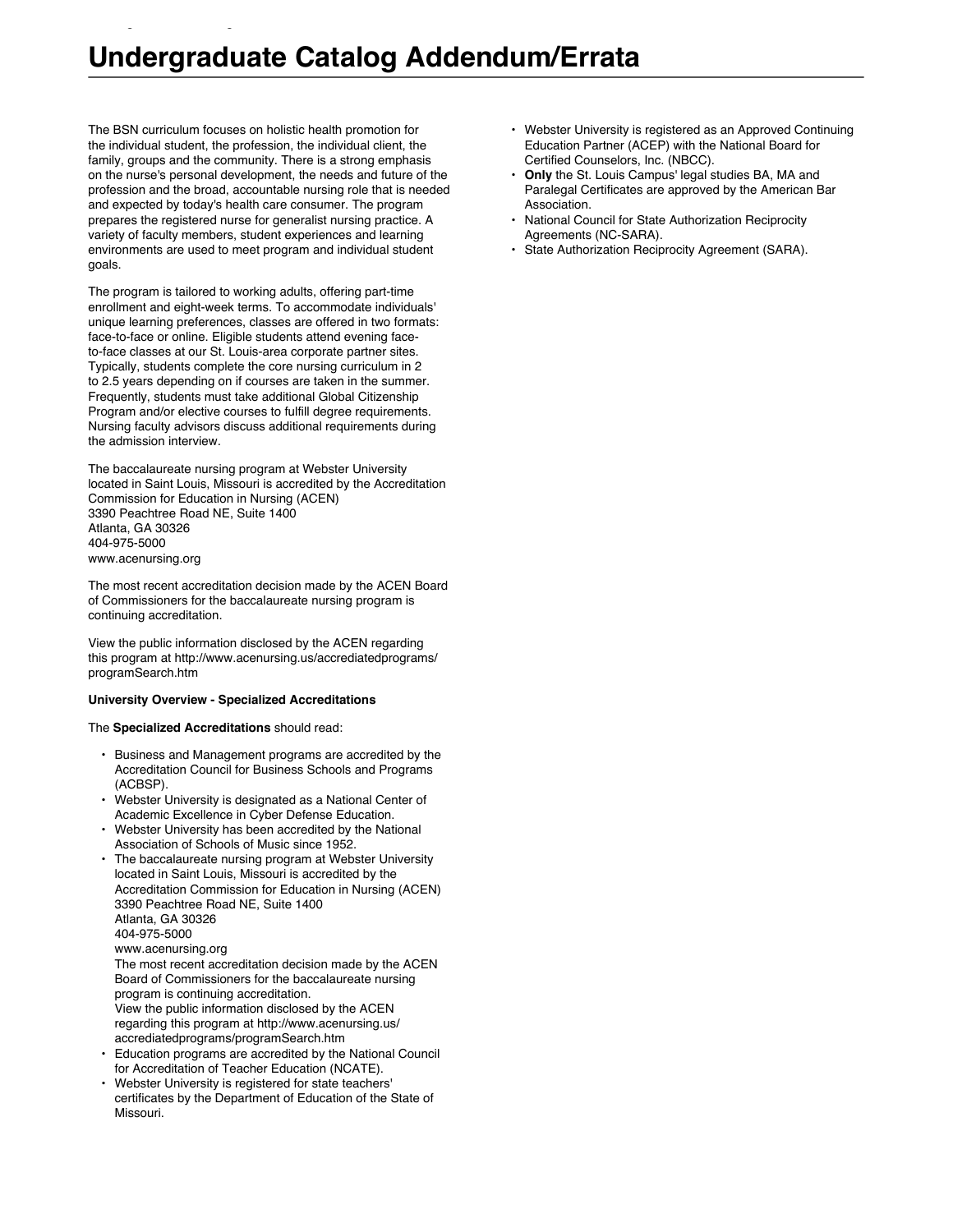# Undergraduate Catalog Addendum/Errata

The BSN curriculum focuses on holistic health promotion for the individual student, the profession, the individual client, the family, groups and the community. There is a strong emphasis on the nurse's personal development, the needs and future of the profession and the broad, accountable nursing role that is needed and expected by today's health care consumer. The program prepares the registered nurse for generalist nursing practice. A variety of faculty members, student experiences and learning environments are used to meet program and individual student goals.

The program is tailored to working adults, offering part-time enrollment and eight-week terms. To accommodate individuals' unique learning preferences, classes are offered in two formats: face-to-face or online. Eligible students attend evening face-to-face classes at our St. Louis-area corporate partner sites. Typically, students complete the core nursing curriculum in 2 to 2.5 years depending on if courses are taken in the summer. Frequently, students must take additional Global Citizenship Program and/or elective courses to fulfill degree requirements. Nursing faculty advisors discuss additional requirements during the admission interview.

The baccalaureate nursing program at Webster University located in Saint Louis, Missouri is accredited by the Accreditation Commission for Education in Nursing (ACEN)
3390 Peachtree Road NE, Suite 1400
Atlanta, GA 30326
404-975-5000
www.acenursing.org

The most recent accreditation decision made by the ACEN Board of Commissioners for the baccalaureate nursing program is continuing accreditation.

View the public information disclosed by the ACEN regarding this program at http://www.acenursing.us/accrediatedprograms/programSearch.htm

**University Overview - Specialized Accreditations**

The **Specialized Accreditations** should read:

- Business and Management programs are accredited by the Accreditation Council for Business Schools and Programs (ACBSP).
- Webster University is designated as a National Center of Academic Excellence in Cyber Defense Education.
- Webster University has been accredited by the National Association of Schools of Music since 1952.
- The baccalaureate nursing program at Webster University located in Saint Louis, Missouri is accredited by the Accreditation Commission for Education in Nursing (ACEN)
  3390 Peachtree Road NE, Suite 1400
  Atlanta, GA 30326
  404-975-5000
  www.acenursing.org
  The most recent accreditation decision made by the ACEN Board of Commissioners for the baccalaureate nursing program is continuing accreditation.
  View the public information disclosed by the ACEN regarding this program at http://www.acenursing.us/accrediatedprograms/programSearch.htm
- Education programs are accredited by the National Council for Accreditation of Teacher Education (NCATE).
- Webster University is registered for state teachers' certificates by the Department of Education of the State of Missouri.
- Webster University is registered as an Approved Continuing Education Partner (ACEP) with the National Board for Certified Counselors, Inc. (NBCC).
- **Only** the St. Louis Campus' legal studies BA, MA and Paralegal Certificates are approved by the American Bar Association.
- National Council for State Authorization Reciprocity Agreements (NC-SARA).
- State Authorization Reciprocity Agreement (SARA).